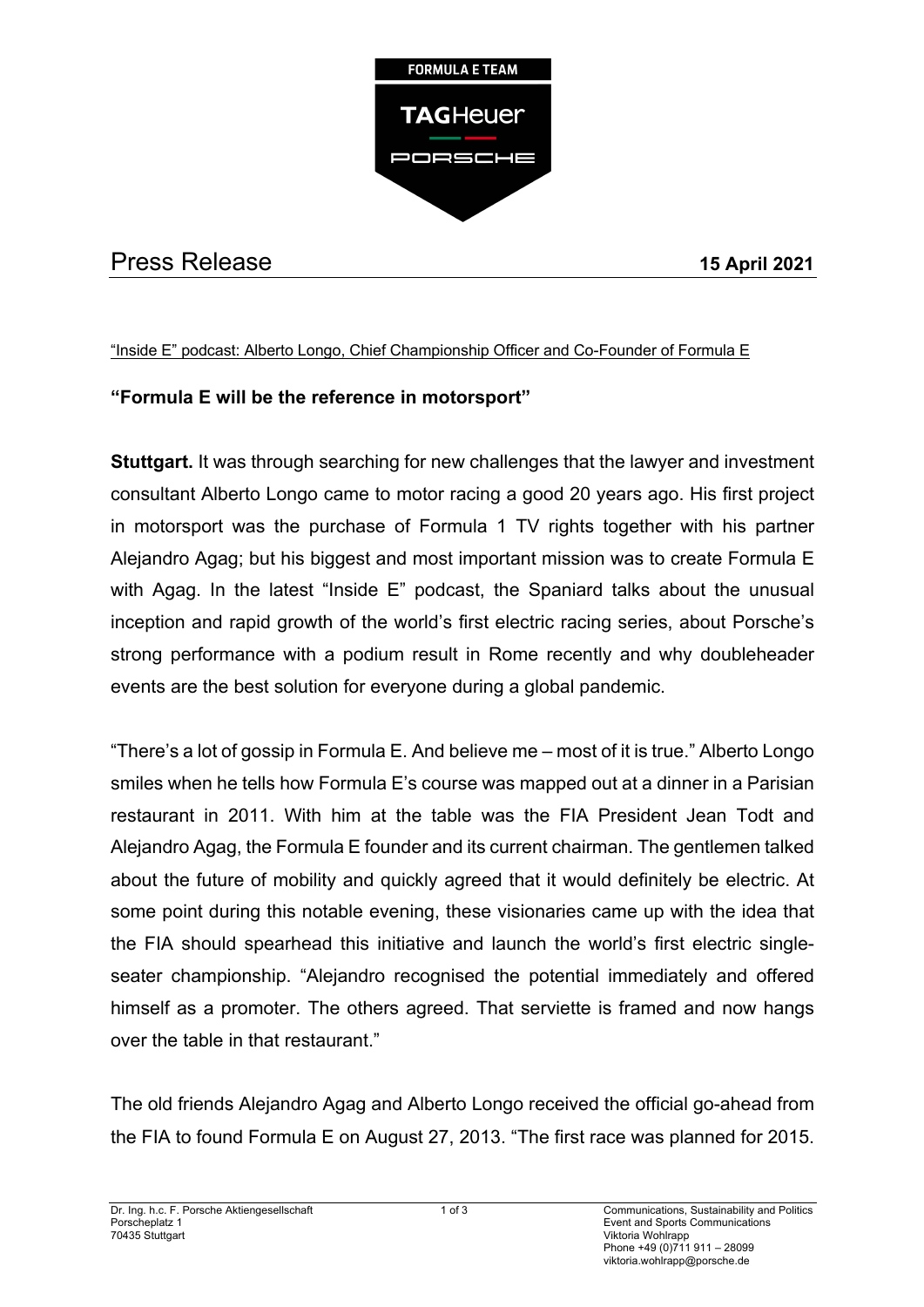FORMULA E TEAM

TAGHeuer

PORSCHE

# Press Release

**15 April 2021**

"Inside E" podcast: Alberto Longo, Chief Championship Officer and Co-Founder of Formula E

## "Formula E will be the reference in motorsport"

**Stuttgart.** It was through searching for new challenges that the lawyer and investment consultant Alberto Longo came to motor racing a good 20 years ago. His first project in motorsport was the purchase of Formula 1 TV rights together with his partner Alejandro Agag; but his biggest and most important mission was to create Formula E with Agag. In the latest "Inside E" podcast, the Spaniard talks about the unusual inception and rapid growth of the world's first electric racing series, about Porsche's strong performance with a podium result in Rome recently and why doubleheader events are the best solution for everyone during a global pandemic.

"There's a lot of gossip in Formula E. And believe me – most of it is true." Alberto Longo smiles when he tells how Formula E's course was mapped out at a dinner in a Parisian restaurant in 2011. With him at the table was the FIA President Jean Todt and Alejandro Agag, the Formula E founder and its current chairman. The gentlemen talked about the future of mobility and quickly agreed that it would definitely be electric. At some point during this notable evening, these visionaries came up with the idea that the FIA should spearhead this initiative and launch the world's first electric single-seater championship. "Alejandro recognised the potential immediately and offered himself as a promoter. The others agreed. That serviette is framed and now hangs over the table in that restaurant."

The old friends Alejandro Agag and Alberto Longo received the official go-ahead from the FIA to found Formula E on August 27, 2013. "The first race was planned for 2015.

Dr. Ing. h.c. F. Porsche Aktiengesellschaft
Porscheplatz 1
70435 Stuttgart

Communications, Sustainability and Politics
Event and Sports Communications
Viktoria Wohlrapp
Phone +49 (0)711 911 – 28099
viktoria.wohlrapp@porsche.de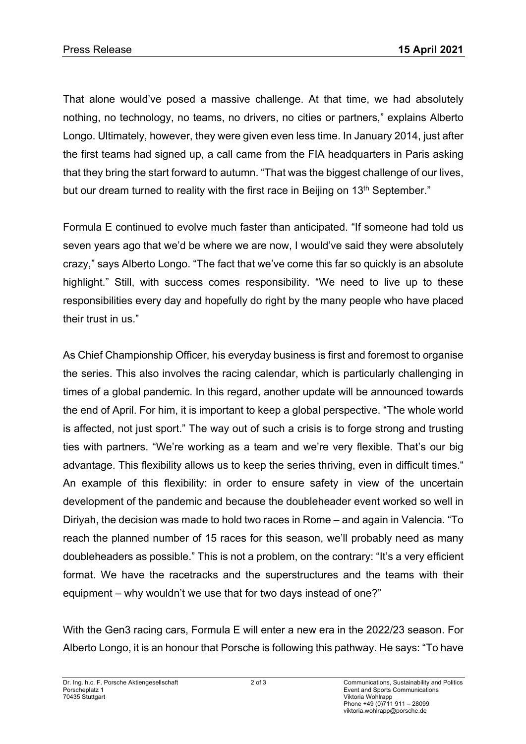That alone would've posed a massive challenge. At that time, we had absolutely nothing, no technology, no teams, no drivers, no cities or partners," explains Alberto Longo. Ultimately, however, they were given even less time. In January 2014, just after the first teams had signed up, a call came from the FIA headquarters in Paris asking that they bring the start forward to autumn. "That was the biggest challenge of our lives, but our dream turned to reality with the first race in Beijing on 13th September."

Formula E continued to evolve much faster than anticipated. "If someone had told us seven years ago that we'd be where we are now, I would've said they were absolutely crazy," says Alberto Longo. "The fact that we've come this far so quickly is an absolute highlight." Still, with success comes responsibility. "We need to live up to these responsibilities every day and hopefully do right by the many people who have placed their trust in us."

As Chief Championship Officer, his everyday business is first and foremost to organise the series. This also involves the racing calendar, which is particularly challenging in times of a global pandemic. In this regard, another update will be announced towards the end of April. For him, it is important to keep a global perspective. "The whole world is affected, not just sport." The way out of such a crisis is to forge strong and trusting ties with partners. "We're working as a team and we're very flexible. That's our big advantage. This flexibility allows us to keep the series thriving, even in difficult times." An example of this flexibility: in order to ensure safety in view of the uncertain development of the pandemic and because the doubleheader event worked so well in Diriyah, the decision was made to hold two races in Rome – and again in Valencia. "To reach the planned number of 15 races for this season, we'll probably need as many doubleheaders as possible." This is not a problem, on the contrary: "It's a very efficient format. We have the racetracks and the superstructures and the teams with their equipment – why wouldn't we use that for two days instead of one?"

With the Gen3 racing cars, Formula E will enter a new era in the 2022/23 season. For Alberto Longo, it is an honour that Porsche is following this pathway. He says: "To have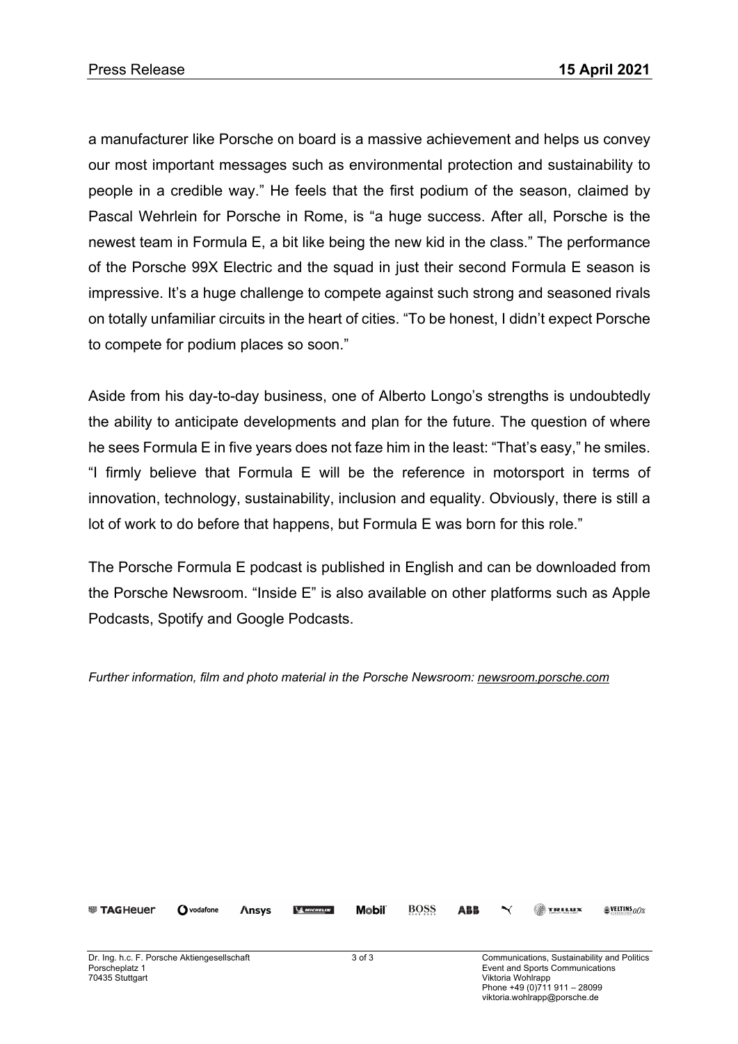a manufacturer like Porsche on board is a massive achievement and helps us convey our most important messages such as environmental protection and sustainability to people in a credible way." He feels that the first podium of the season, claimed by Pascal Wehrlein for Porsche in Rome, is "a huge success. After all, Porsche is the newest team in Formula E, a bit like being the new kid in the class." The performance of the Porsche 99X Electric and the squad in just their second Formula E season is impressive. It's a huge challenge to compete against such strong and seasoned rivals on totally unfamiliar circuits in the heart of cities. "To be honest, I didn't expect Porsche to compete for podium places so soon."

Aside from his day-to-day business, one of Alberto Longo's strengths is undoubtedly the ability to anticipate developments and plan for the future. The question of where he sees Formula E in five years does not faze him in the least: "That's easy," he smiles. "I firmly believe that Formula E will be the reference in motorsport in terms of innovation, technology, sustainability, inclusion and equality. Obviously, there is still a lot of work to do before that happens, but Formula E was born for this role."

The Porsche Formula E podcast is published in English and can be downloaded from the Porsche Newsroom. "Inside E" is also available on other platforms such as Apple Podcasts, Spotify and Google Podcasts.

*Further information, film and photo material in the Porsche Newsroom: newsroom.porsche.com*

Dr. Ing. h.c. F. Porsche Aktiengesellschaft
Porscheplatz 1
70435 Stuttgart

Communications, Sustainability and Politics
Event and Sports Communications
Viktoria Wohlrapp
Phone +49 (0)711 911 – 28099
viktoria.wohlrapp@porsche.de